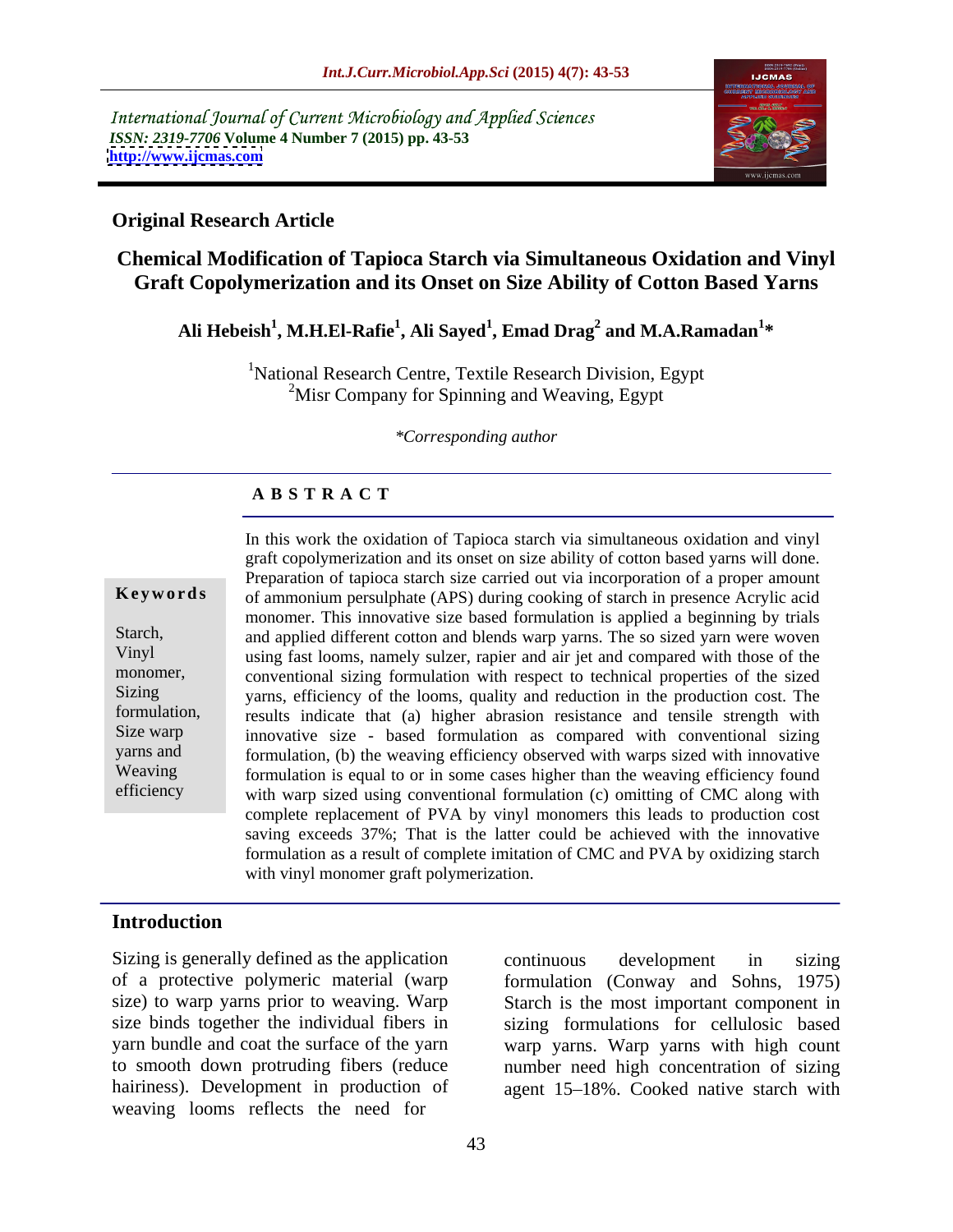International Journal of Current Microbiology and Applied Sciences
*ISSN: 2319-7706* **Volume 4 Number 7 (2015) pp. 43-53**
**http://www.ijcmas.com**

**Original Research Article**

# Chemical Modification of Tapioca Starch via Simultaneous Oxidation and Vinyl Graft Copolymerization and its Onset on Size Ability of Cotton Based Yarns

**Ali Hebeish[1], M.H.El-Rafie[1], Ali Sayed[1], Emad Drag[2] and M.A.Ramadan[1]***

[1]National Research Centre, Textile Research Division, Egypt
[2]Misr Company for Spinning and Weaving, Egypt

*\*Corresponding author*

## A B S T R A C T

**Keywords**

Starch, Vinyl monomer, Sizing formulation, Size warp yarns and Weaving efficiency

In this work the oxidation of Tapioca starch via simultaneous oxidation and vinyl graft copolymerization and its onset on size ability of cotton based yarns will done. Preparation of tapioca starch size carried out via incorporation of a proper amount of ammonium persulphate (APS) during cooking of starch in presence Acrylic acid monomer. This innovative size based formulation is applied a beginning by trials and applied different cotton and blends warp yarns. The so sized yarn were woven using fast looms, namely sulzer, rapier and air jet and compared with those of the conventional sizing formulation with respect to technical properties of the sized yarns, efficiency of the looms, quality and reduction in the production cost. The results indicate that (a) higher abrasion resistance and tensile strength with innovative size - based formulation as compared with conventional sizing formulation, (b) the weaving efficiency observed with warps sized with innovative formulation is equal to or in some cases higher than the weaving efficiency found with warp sized using conventional formulation (c) omitting of CMC along with complete replacement of PVA by vinyl monomers this leads to production cost saving exceeds 37%; That is the latter could be achieved with the innovative formulation as a result of complete imitation of CMC and PVA by oxidizing starch with vinyl monomer graft polymerization.

## Introduction

Sizing is generally defined as the application of a protective polymeric material (warp size) to warp yarns prior to weaving. Warp size binds together the individual fibers in yarn bundle and coat the surface of the yarn to smooth down protruding fibers (reduce hairiness). Development in production of weaving looms reflects the need for continuous development in sizing formulation (Conway and Sohns, 1975) Starch is the most important component in sizing formulations for cellulosic based warp yarns. Warp yarns with high count number need high concentration of sizing agent 15–18%. Cooked native starch with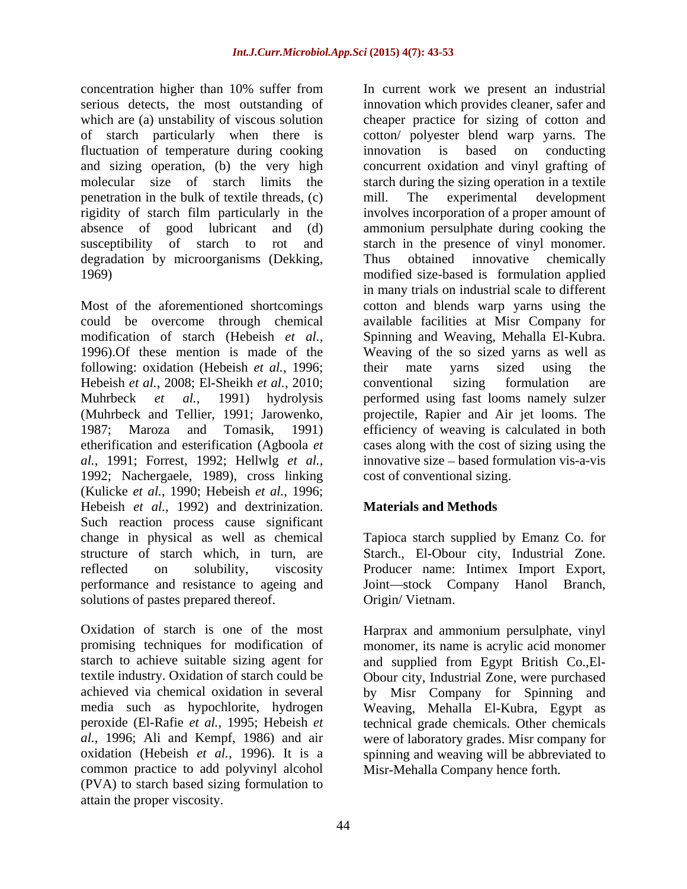concentration higher than 10% suffer from serious detects, the most outstanding of which are (a) unstability of viscous solution of starch particularly when there is fluctuation of temperature during cooking and sizing operation, (b) the very high molecular size of starch limits the penetration in the bulk of textile threads, (c) rigidity of starch film particularly in the absence of good lubricant and (d) susceptibility of starch to rot and degradation by microorganisms (Dekking, 1969)

Most of the aforementioned shortcomings could be overcome through chemical modification of starch (Hebeish *et al.,* 1996).Of these mention is made of the following: oxidation (Hebeish *et al.,* 1996; Hebeish *et al.,* 2008; El-Sheikh *et al.,* 2010; Muhrbeck *et al.,* 1991) hydrolysis (Muhrbeck and Tellier, 1991; Jarowenko, 1987; Maroza and Tomasik, 1991) etherification and esterification (Agboola *et al.,* 1991; Forrest, 1992; Hellwlg *et al.,* 1992; Nachergaele, 1989), cross linking (Kulicke *et al.,* 1990; Hebeish *et al.,* 1996; Hebeish *et al.,* 1992) and dextrinization. Such reaction process cause significant change in physical as well as chemical structure of starch which, in turn, are reflected on solubility, viscosity performance and resistance to ageing and solutions of pastes prepared thereof.

Oxidation of starch is one of the most promising techniques for modification of starch to achieve suitable sizing agent for textile industry. Oxidation of starch could be achieved via chemical oxidation in several media such as hypochlorite, hydrogen peroxide (El-Rafie *et al.,* 1995; Hebeish *et al.,* 1996; Ali and Kempf, 1986) and air oxidation (Hebeish *et al.,* 1996). It is a common practice to add polyvinyl alcohol (PVA) to starch based sizing formulation to attain the proper viscosity.

In current work we present an industrial innovation which provides cleaner, safer and cheaper practice for sizing of cotton and cotton/ polyester blend warp yarns. The innovation is based on conducting concurrent oxidation and vinyl grafting of starch during the sizing operation in a textile mill. The experimental development involves incorporation of a proper amount of ammonium persulphate during cooking the starch in the presence of vinyl monomer. Thus obtained innovative chemically modified size-based is formulation applied in many trials on industrial scale to different cotton and blends warp yarns using the available facilities at Misr Company for Spinning and Weaving, Mehalla El-Kubra. Weaving of the so sized yarns as well as their mate yarns sized using the conventional sizing formulation are performed using fast looms namely sulzer projectile, Rapier and Air jet looms. The efficiency of weaving is calculated in both cases along with the cost of sizing using the innovative size – based formulation vis-a-vis cost of conventional sizing.

## Materials and Methods

Tapioca starch supplied by Emanz Co. for Starch., El-Obour city, Industrial Zone. Producer name: Intimex Import Export, Joint—stock Company Hanol Branch, Origin/ Vietnam.

Harprax and ammonium persulphate, vinyl monomer, its name is acrylic acid monomer and supplied from Egypt British Co.,El-Obour city, Industrial Zone, were purchased by Misr Company for Spinning and Weaving, Mehalla El-Kubra, Egypt as technical grade chemicals. Other chemicals were of laboratory grades. Misr company for spinning and weaving will be abbreviated to Misr-Mehalla Company hence forth.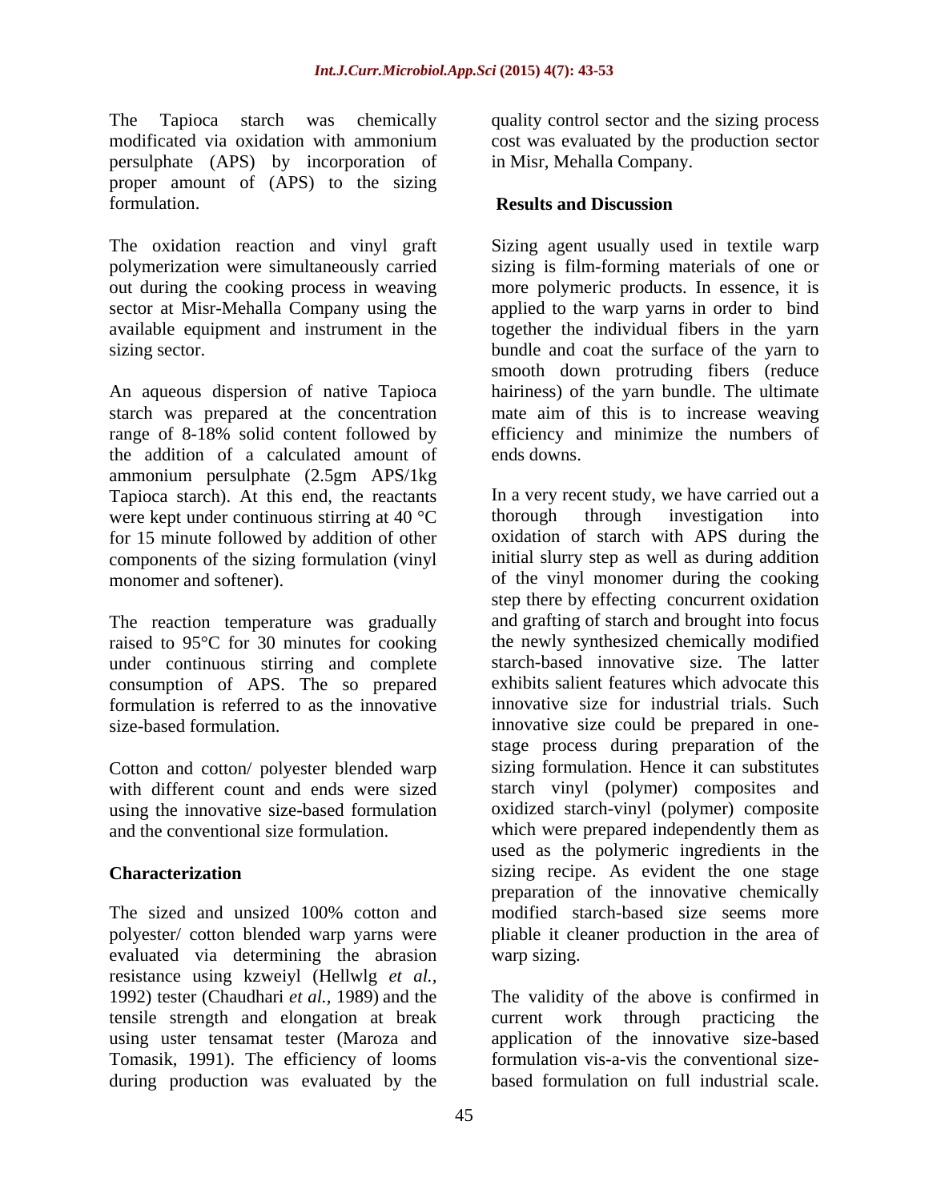The Tapioca starch was chemically modificated via oxidation with ammonium persulphate (APS) by incorporation of proper amount of (APS) to the sizing formulation.

The oxidation reaction and vinyl graft polymerization were simultaneously carried out during the cooking process in weaving sector at Misr-Mehalla Company using the available equipment and instrument in the sizing sector.

An aqueous dispersion of native Tapioca starch was prepared at the concentration range of 8-18% solid content followed by the addition of a calculated amount of ammonium persulphate (2.5gm APS/1kg Tapioca starch). At this end, the reactants were kept under continuous stirring at 40 °C for 15 minute followed by addition of other components of the sizing formulation (vinyl monomer and softener).

The reaction temperature was gradually raised to 95°C for 30 minutes for cooking under continuous stirring and complete consumption of APS. The so prepared formulation is referred to as the innovative size-based formulation.

Cotton and cotton/ polyester blended warp with different count and ends were sized using the innovative size-based formulation and the conventional size formulation.

## Characterization

The sized and unsized 100% cotton and polyester/ cotton blended warp yarns were evaluated via determining the abrasion resistance using kzweiyl (Hellwlg *et al.,* 1992) tester (Chaudhari *et al.,* 1989) and the tensile strength and elongation at break using uster tensamat tester (Maroza and Tomasik, 1991). The efficiency of looms during production was evaluated by the quality control sector and the sizing process cost was evaluated by the production sector in Misr, Mehalla Company.

## Results and Discussion

Sizing agent usually used in textile warp sizing is film-forming materials of one or more polymeric products. In essence, it is applied to the warp yarns in order to bind together the individual fibers in the yarn bundle and coat the surface of the yarn to smooth down protruding fibers (reduce hairiness) of the yarn bundle. The ultimate mate aim of this is to increase weaving efficiency and minimize the numbers of ends downs.

In a very recent study, we have carried out a thorough through investigation into oxidation of starch with APS during the initial slurry step as well as during addition of the vinyl monomer during the cooking step there by effecting concurrent oxidation and grafting of starch and brought into focus the newly synthesized chemically modified starch-based innovative size. The latter exhibits salient features which advocate this innovative size for industrial trials. Such innovative size could be prepared in one-stage process during preparation of the sizing formulation. Hence it can substitutes starch vinyl (polymer) composites and oxidized starch-vinyl (polymer) composite which were prepared independently them as used as the polymeric ingredients in the sizing recipe. As evident the one stage preparation of the innovative chemically modified starch-based size seems more pliable it cleaner production in the area of warp sizing.

The validity of the above is confirmed in current work through practicing the application of the innovative size-based formulation vis-a-vis the conventional size-based formulation on full industrial scale.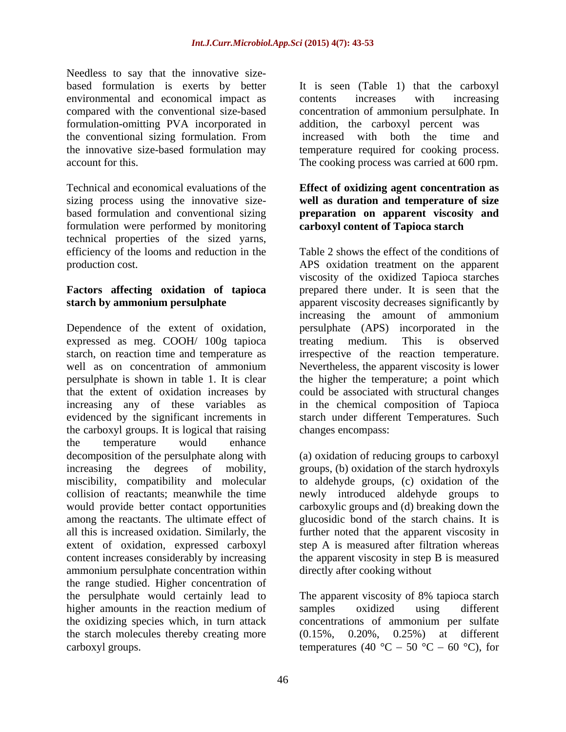Needless to say that the innovative size-based formulation is exerts by better environmental and economical impact as compared with the conventional size-based formulation-omitting PVA incorporated in the conventional sizing formulation. From the innovative size-based formulation may account for this.

Technical and economical evaluations of the sizing process using the innovative size-based formulation and conventional sizing formulation were performed by monitoring technical properties of the sized yarns, efficiency of the looms and reduction in the production cost.

**Factors affecting oxidation of tapioca starch by ammonium persulphate**

Dependence of the extent of oxidation, expressed as meg. COOH/ 100g tapioca starch, on reaction time and temperature as well as on concentration of ammonium persulphate is shown in table 1. It is clear that the extent of oxidation increases by increasing any of these variables as evidenced by the significant increments in the carboxyl groups. It is logical that raising the temperature would enhance decomposition of the persulphate along with increasing the degrees of mobility, miscibility, compatibility and molecular collision of reactants; meanwhile the time would provide better contact opportunities among the reactants. The ultimate effect of all this is increased oxidation. Similarly, the extent of oxidation, expressed carboxyl content increases considerably by increasing ammonium persulphate concentration within the range studied. Higher concentration of the persulphate would certainly lead to higher amounts in the reaction medium of the oxidizing species which, in turn attack the starch molecules thereby creating more carboxyl groups.

It is seen (Table 1) that the carboxyl contents increases with increasing concentration of ammonium persulphate. In addition, the carboxyl percent was increased with both the time and temperature required for cooking process. The cooking process was carried at 600 rpm.

**Effect of oxidizing agent concentration as well as duration and temperature of size preparation on apparent viscosity and carboxyl content of Tapioca starch**

Table 2 shows the effect of the conditions of APS oxidation treatment on the apparent viscosity of the oxidized Tapioca starches prepared there under. It is seen that the apparent viscosity decreases significantly by increasing the amount of ammonium persulphate (APS) incorporated in the treating medium. This is observed irrespective of the reaction temperature. Nevertheless, the apparent viscosity is lower the higher the temperature; a point which could be associated with structural changes in the chemical composition of Tapioca starch under different Temperatures. Such changes encompass:

(a) oxidation of reducing groups to carboxyl groups, (b) oxidation of the starch hydroxyls to aldehyde groups, (c) oxidation of the newly introduced aldehyde groups to carboxylic groups and (d) breaking down the glucosidic bond of the starch chains. It is further noted that the apparent viscosity in step A is measured after filtration whereas the apparent viscosity in step B is measured directly after cooking without

The apparent viscosity of 8% tapioca starch samples oxidized using different concentrations of ammonium per sulfate (0.15%, 0.20%, 0.25%) at different temperatures (40 °C – 50 °C – 60 °C), for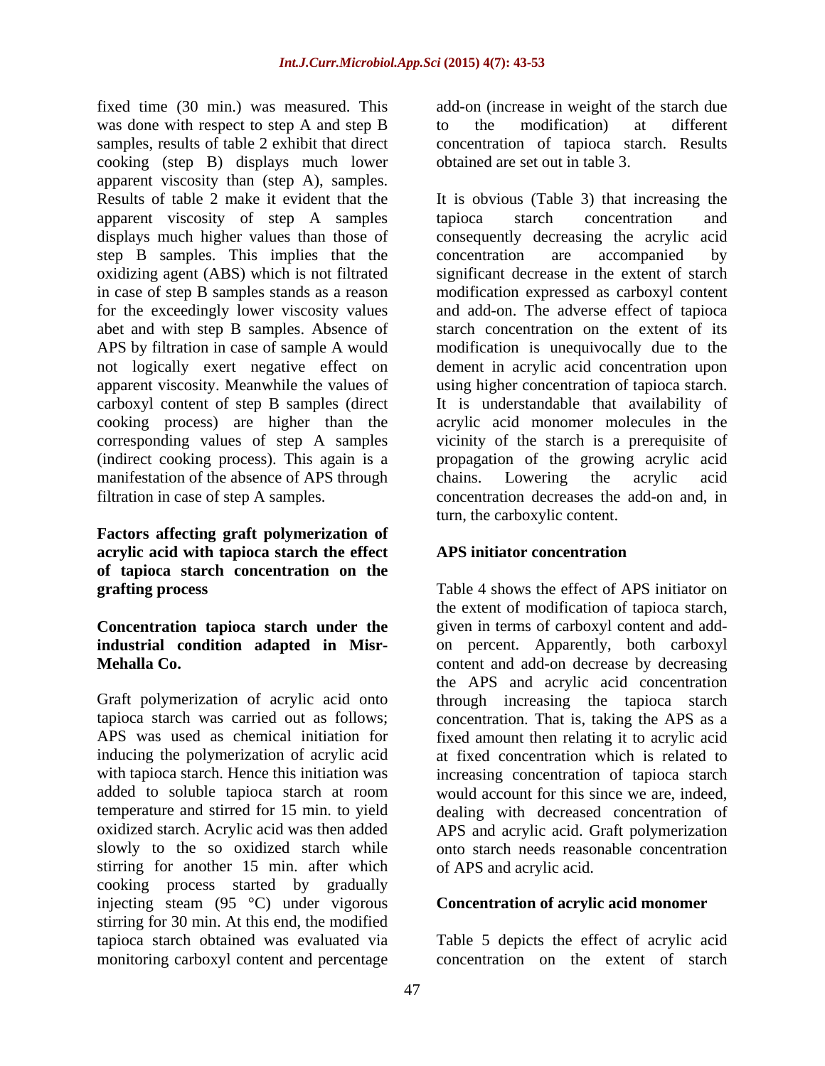fixed time (30 min.) was measured. This was done with respect to step A and step B samples, results of table 2 exhibit that direct cooking (step B) displays much lower apparent viscosity than (step A), samples. Results of table 2 make it evident that the apparent viscosity of step A samples displays much higher values than those of step B samples. This implies that the oxidizing agent (ABS) which is not filtrated in case of step B samples stands as a reason for the exceedingly lower viscosity values abet and with step B samples. Absence of APS by filtration in case of sample A would not logically exert negative effect on apparent viscosity. Meanwhile the values of carboxyl content of step B samples (direct cooking process) are higher than the corresponding values of step A samples (indirect cooking process). This again is a manifestation of the absence of APS through filtration in case of step A samples.

**Factors affecting graft polymerization of acrylic acid with tapioca starch the effect of tapioca starch concentration on the grafting process**

**Concentration tapioca starch under the industrial condition adapted in Misr-Mehalla Co.**

Graft polymerization of acrylic acid onto tapioca starch was carried out as follows; APS was used as chemical initiation for inducing the polymerization of acrylic acid with tapioca starch. Hence this initiation was added to soluble tapioca starch at room temperature and stirred for 15 min. to yield oxidized starch. Acrylic acid was then added slowly to the so oxidized starch while stirring for another 15 min. after which cooking process started by gradually injecting steam (95 °C) under vigorous stirring for 30 min. At this end, the modified tapioca starch obtained was evaluated via monitoring carboxyl content and percentage add-on (increase in weight of the starch due to the modification) at different concentration of tapioca starch. Results obtained are set out in table 3.

It is obvious (Table 3) that increasing the tapioca starch concentration and consequently decreasing the acrylic acid concentration are accompanied by significant decrease in the extent of starch modification expressed as carboxyl content and add-on. The adverse effect of tapioca starch concentration on the extent of its modification is unequivocally due to the dement in acrylic acid concentration upon using higher concentration of tapioca starch. It is understandable that availability of acrylic acid monomer molecules in the vicinity of the starch is a prerequisite of propagation of the growing acrylic acid chains. Lowering the acrylic acid concentration decreases the add-on and, in turn, the carboxylic content.

**APS initiator concentration**

Table 4 shows the effect of APS initiator on the extent of modification of tapioca starch, given in terms of carboxyl content and add-on percent. Apparently, both carboxyl content and add-on decrease by decreasing the APS and acrylic acid concentration through increasing the tapioca starch concentration. That is, taking the APS as a fixed amount then relating it to acrylic acid at fixed concentration which is related to increasing concentration of tapioca starch would account for this since we are, indeed, dealing with decreased concentration of APS and acrylic acid. Graft polymerization onto starch needs reasonable concentration of APS and acrylic acid.

**Concentration of acrylic acid monomer**

Table 5 depicts the effect of acrylic acid concentration on the extent of starch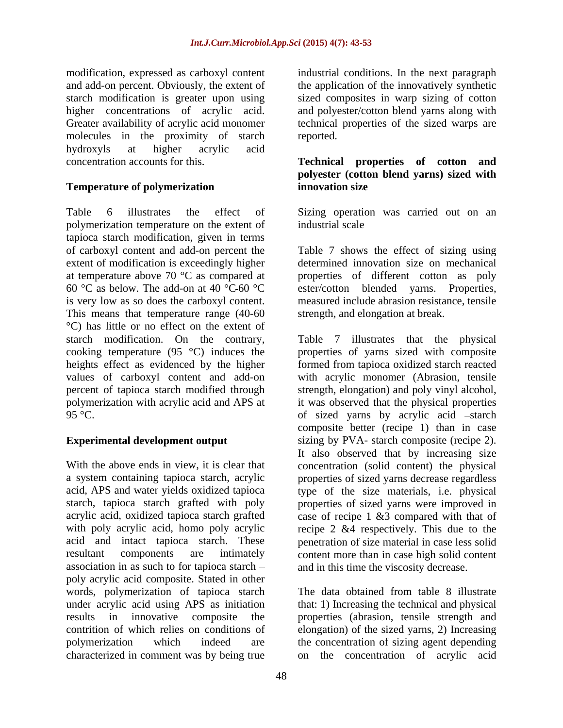modification, expressed as carboxyl content and add-on percent. Obviously, the extent of starch modification is greater upon using higher concentrations of acrylic acid. Greater availability of acrylic acid monomer molecules in the proximity of starch hydroxyls at higher acrylic acid concentration accounts for this.

### Temperature of polymerization

Table 6 illustrates the effect of polymerization temperature on the extent of tapioca starch modification, given in terms of carboxyl content and add-on percent the extent of modification is exceedingly higher at temperature above 70 °C as compared at 60 °C as below. The add-on at 40 °C-60 °C is very low as so does the carboxyl content. This means that temperature range (40-60 °C) has little or no effect on the extent of starch modification. On the contrary, cooking temperature (95 °C) induces the heights effect as evidenced by the higher values of carboxyl content and add-on percent of tapioca starch modified through polymerization with acrylic acid and APS at 95 °C.

### Experimental development output

With the above ends in view, it is clear that a system containing tapioca starch, acrylic acid, APS and water yields oxidized tapioca starch, tapioca starch grafted with poly acrylic acid, oxidized tapioca starch grafted with poly acrylic acid, homo poly acrylic acid and intact tapioca starch. These resultant components are intimately association in as such to for tapioca starch – poly acrylic acid composite. Stated in other words, polymerization of tapioca starch under acrylic acid using APS as initiation results in innovative composite the contrition of which relies on conditions of polymerization which indeed are characterized in comment was by being true industrial conditions. In the next paragraph the application of the innovatively synthetic sized composites in warp sizing of cotton and polyester/cotton blend yarns along with technical properties of the sized warps are reported.

### Technical properties of cotton and polyester (cotton blend yarns) sized with innovation size

Sizing operation was carried out on an industrial scale

Table 7 shows the effect of sizing using determined innovation size on mechanical properties of different cotton as poly ester/cotton blended yarns. Properties, measured include abrasion resistance, tensile strength, and elongation at break.

Table 7 illustrates that the physical properties of yarns sized with composite formed from tapioca oxidized starch reacted with acrylic monomer (Abrasion, tensile strength, elongation) and poly vinyl alcohol, it was observed that the physical properties of sized yarns by acrylic acid –starch composite better (recipe 1) than in case sizing by PVA- starch composite (recipe 2). It also observed that by increasing size concentration (solid content) the physical properties of sized yarns decrease regardless type of the size materials, i.e. physical properties of sized yarns were improved in case of recipe 1 &3 compared with that of recipe 2 &4 respectively. This due to the penetration of size material in case less solid content more than in case high solid content and in this time the viscosity decrease.

The data obtained from table 8 illustrate that: 1) Increasing the technical and physical properties (abrasion, tensile strength and elongation) of the sized yarns, 2) Increasing the concentration of sizing agent depending on the concentration of acrylic acid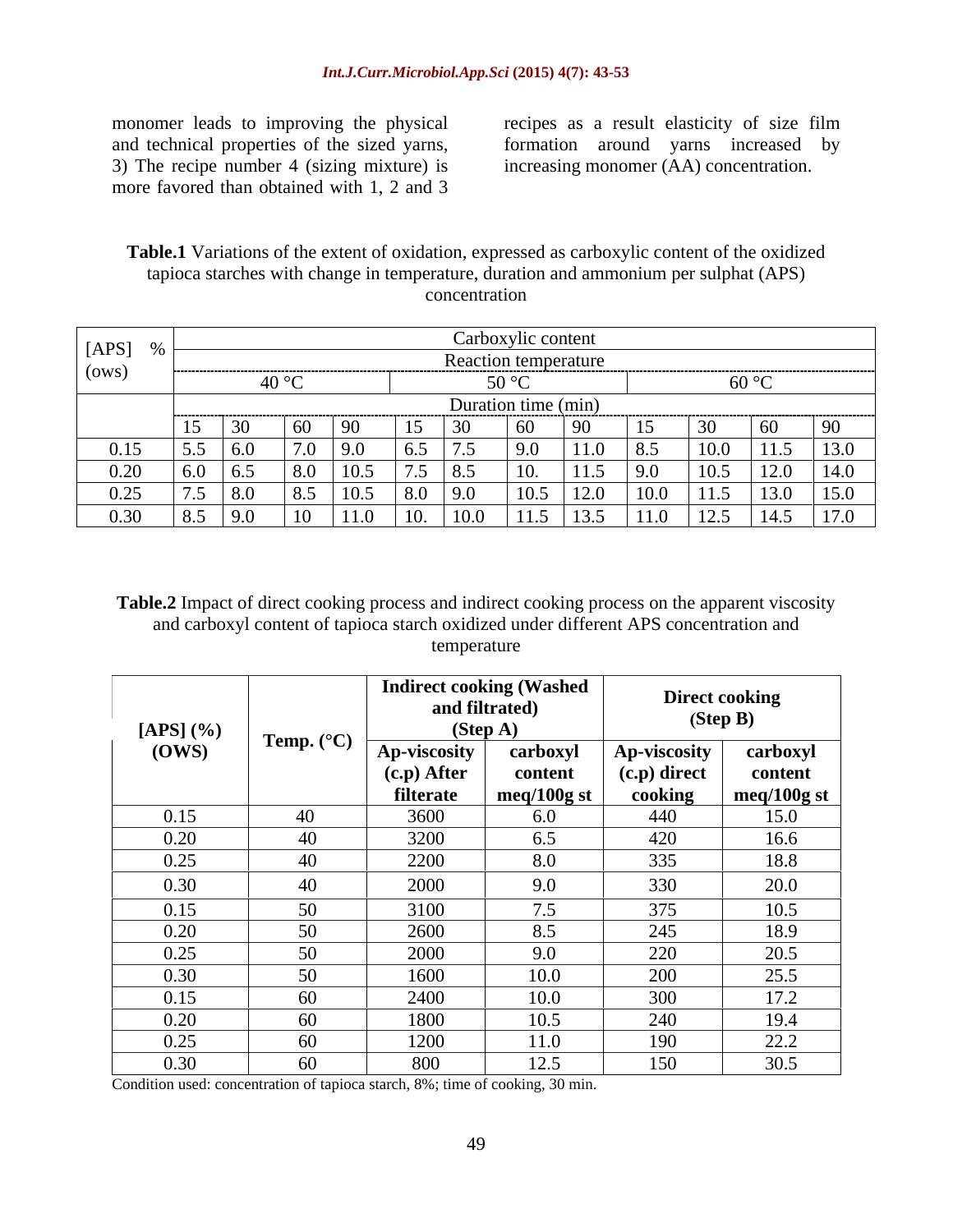monomer leads to improving the physical and technical properties of the sized yarns, 3) The recipe number 4 (sizing mixture) is more favored than obtained with 1, 2 and 3 recipes as a result elasticity of size film formation around yarns increased by increasing monomer (AA) concentration.

**Table.1** Variations of the extent of oxidation, expressed as carboxylic content of the oxidized tapioca starches with change in temperature, duration and ammonium per sulphat (APS) concentration

| [APS] % (ows) | Carboxylic content | | | | | | | | | | | |
|---|---|---|---|---|---|---|---|---|---|---|---|---|
| | Reaction temperature | | | | | | | | | | | |
| | 40 °C | | | | 50 °C | | | | 60 °C | | | |
| | Duration time (min) | | | | | | | | | | | |
| | 15 | 30 | 60 | 90 | 15 | 30 | 60 | 90 | 15 | 30 | 60 | 90 |
| 0.15 | 5.5 | 6.0 | 7.0 | 9.0 | 6.5 | 7.5 | 9.0 | 11.0 | 8.5 | 10.0 | 11.5 | 13.0 |
| 0.20 | 6.0 | 6.5 | 8.0 | 10.5 | 7.5 | 8.5 | 10. | 11.5 | 9.0 | 10.5 | 12.0 | 14.0 |
| 0.25 | 7.5 | 8.0 | 8.5 | 10.5 | 8.0 | 9.0 | 10.5 | 12.0 | 10.0 | 11.5 | 13.0 | 15.0 |
| 0.30 | 8.5 | 9.0 | 10 | 11.0 | 10. | 10.0 | 11.5 | 13.5 | 11.0 | 12.5 | 14.5 | 17.0 |

**Table.2** Impact of direct cooking process and indirect cooking process on the apparent viscosity and carboxyl content of tapioca starch oxidized under different APS concentration and temperature

| [APS] (%) (OWS) | Temp. (°C) | Indirect cooking (Washed and filtrated) (Step A) | | Direct cooking (Step B) | |
|---|---|---|---|---|---|
| | | Ap-viscosity (c.p) After filterate | carboxyl content meq/100g st | Ap-viscosity (c.p) direct cooking | carboxyl content meq/100g st |
| 0.15 | 40 | 3600 | 6.0 | 440 | 15.0 |
| 0.20 | 40 | 3200 | 6.5 | 420 | 16.6 |
| 0.25 | 40 | 2200 | 8.0 | 335 | 18.8 |
| 0.30 | 40 | 2000 | 9.0 | 330 | 20.0 |
| 0.15 | 50 | 3100 | 7.5 | 375 | 10.5 |
| 0.20 | 50 | 2600 | 8.5 | 245 | 18.9 |
| 0.25 | 50 | 2000 | 9.0 | 220 | 20.5 |
| 0.30 | 50 | 1600 | 10.0 | 200 | 25.5 |
| 0.15 | 60 | 2400 | 10.0 | 300 | 17.2 |
| 0.20 | 60 | 1800 | 10.5 | 240 | 19.4 |
| 0.25 | 60 | 1200 | 11.0 | 190 | 22.2 |
| 0.30 | 60 | 800 | 12.5 | 150 | 30.5 |

Condition used: concentration of tapioca starch, 8%; time of cooking, 30 min.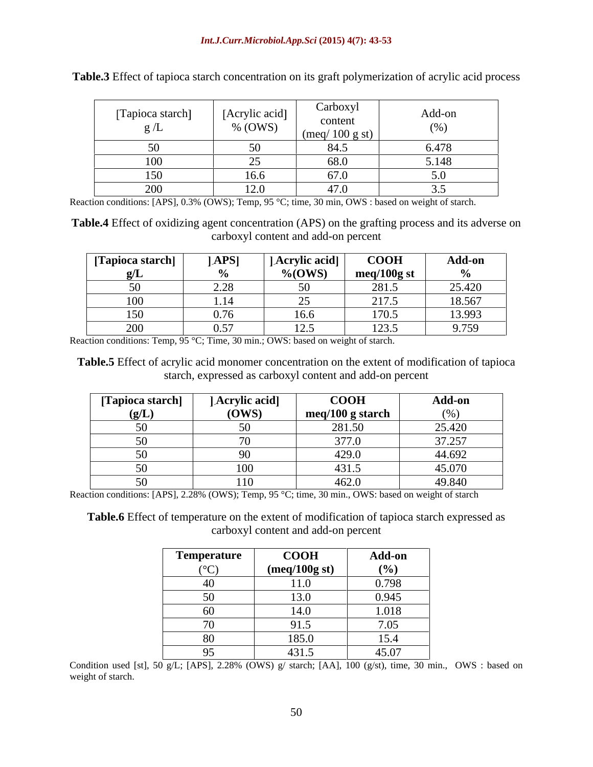**Table.3** Effect of tapioca starch concentration on its graft polymerization of acrylic acid process

| [Tapioca starch] g /L | [Acrylic acid] % (OWS) | Carboxyl content (meq/ 100 g st) | Add-on (%) |
|---|---|---|---|
| 50 | 50 | 84.5 | 6.478 |
| 100 | 25 | 68.0 | 5.148 |
| 150 | 16.6 | 67.0 | 5.0 |
| 200 | 12.0 | 47.0 | 3.5 |

Reaction conditions: [APS], 0.3% (OWS); Temp, 95 °C; time, 30 min, OWS : based on weight of starch.

**Table.4** Effect of oxidizing agent concentration (APS) on the grafting process and its adverse on carboxyl content and add-on percent

| **[Tapioca starch] g/L** | **]APS] %** | **]Acrylic acid] %(OWS)** | **COOH meq/100g st** | **Add-on %** |
|---|---|---|---|---|
| 50 | 2.28 | 50 | 281.5 | 25.420 |
| 100 | 1.14 | 25 | 217.5 | 18.567 |
| 150 | 0.76 | 16.6 | 170.5 | 13.993 |
| 200 | 0.57 | 12.5 | 123.5 | 9.759 |

Reaction conditions: Temp, 95 °C; Time, 30 min.; OWS: based on weight of starch.

**Table.5** Effect of acrylic acid monomer concentration on the extent of modification of tapioca starch, expressed as carboxyl content and add-on percent

| **[Tapioca starch] (g/L)** | **]Acrylic acid] (OWS)** | **COOH meq/100 g starch** | **Add-on** (%) |
|---|---|---|---|
| 50 | 50 | 281.50 | 25.420 |
| 50 | 70 | 377.0 | 37.257 |
| 50 | 90 | 429.0 | 44.692 |
| 50 | 100 | 431.5 | 45.070 |
| 50 | 110 | 462.0 | 49.840 |

Reaction conditions: [APS], 2.28% (OWS); Temp, 95 °C; time, 30 min., OWS: based on weight of starch

**Table.6** Effect of temperature on the extent of modification of tapioca starch expressed as carboxyl content and add-on percent

| **Temperature** (°C) | **COOH (meq/100g st)** | **Add-on (%)** |
|---|---|---|
| 40 | 11.0 | 0.798 |
| 50 | 13.0 | 0.945 |
| 60 | 14.0 | 1.018 |
| 70 | 91.5 | 7.05 |
| 80 | 185.0 | 15.4 |
| 95 | 431.5 | 45.07 |

Condition used [st], 50 g/L; [APS], 2.28% (OWS) g/ starch; [AA], 100 (g/st), time, 30 min., OWS : based on weight of starch.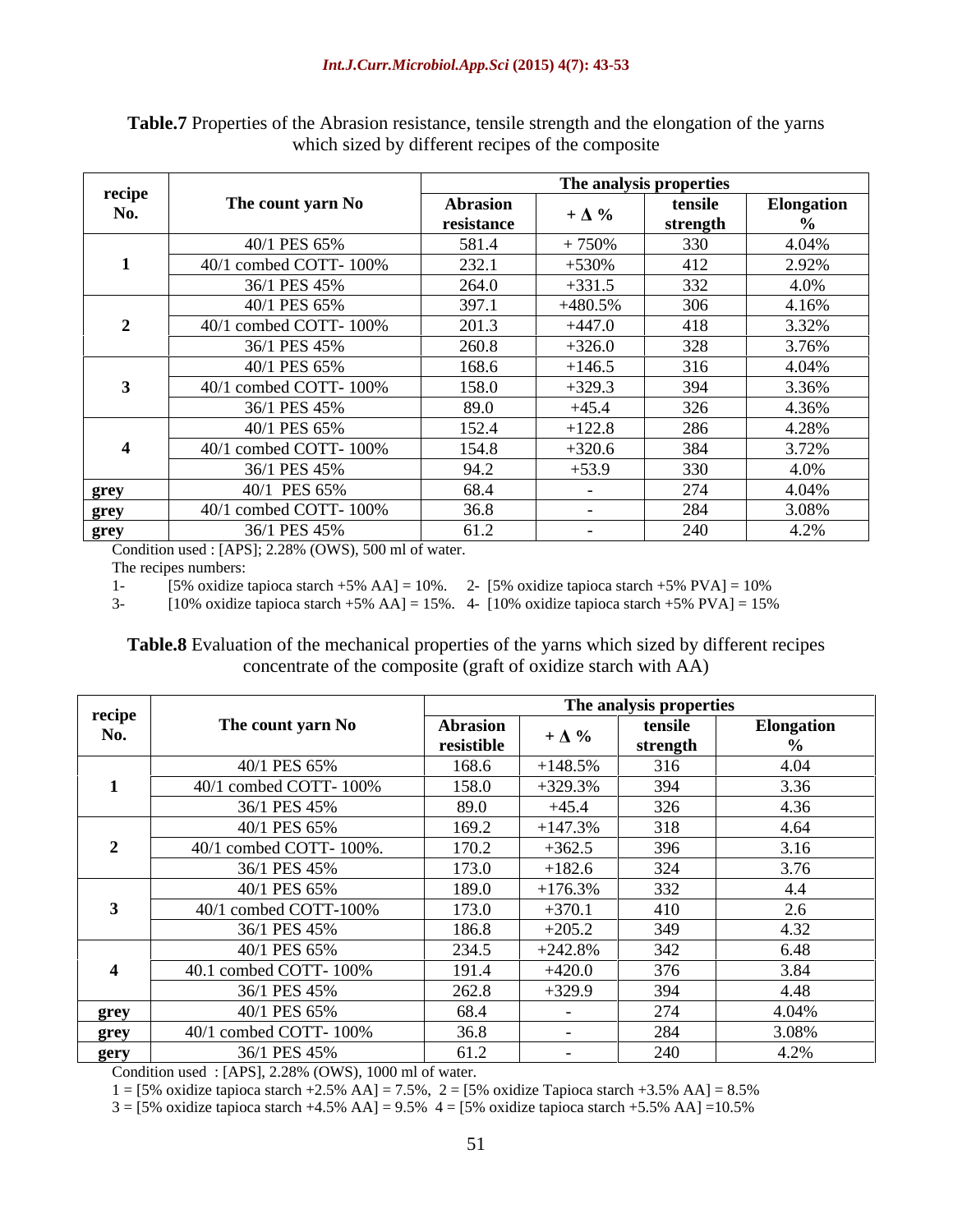**Table.7** Properties of the Abrasion resistance, tensile strength and the elongation of the yarns which sized by different recipes of the composite

| recipe No. | The count yarn No | The analysis properties | | | |
|---|---|---|---|---|---|
| | | Abrasion resistance | + Δ % | tensile strength | Elongation % |
| 1 | 40/1 PES 65% | 581.4 | + 750% | 330 | 4.04% |
| | 40/1 combed COTT- 100% | 232.1 | +530% | 412 | 2.92% |
| | 36/1 PES 45% | 264.0 | +331.5 | 332 | 4.0% |
| 2 | 40/1 PES 65% | 397.1 | +480.5% | 306 | 4.16% |
| | 40/1 combed COTT- 100% | 201.3 | +447.0 | 418 | 3.32% |
| | 36/1 PES 45% | 260.8 | +326.0 | 328 | 3.76% |
| 3 | 40/1 PES 65% | 168.6 | +146.5 | 316 | 4.04% |
| | 40/1 combed COTT- 100% | 158.0 | +329.3 | 394 | 3.36% |
| | 36/1 PES 45% | 89.0 | +45.4 | 326 | 4.36% |
| 4 | 40/1 PES 65% | 152.4 | +122.8 | 286 | 4.28% |
| | 40/1 combed COTT- 100% | 154.8 | +320.6 | 384 | 3.72% |
| | 36/1 PES 45% | 94.2 | +53.9 | 330 | 4.0% |
| grey | 40/1 PES 65% | 68.4 | - | 274 | 4.04% |
| grey | 40/1 combed COTT- 100% | 36.8 | - | 284 | 3.08% |
| grey | 36/1 PES 45% | 61.2 | - | 240 | 4.2% |

Condition used : [APS]; 2.28% (OWS), 500 ml of water.

The recipes numbers:

1- [5% oxidize tapioca starch +5% AA] = 10%. 2- [5% oxidize tapioca starch +5% PVA] = 10%

3- [10% oxidize tapioca starch +5% AA] = 15%. 4- [10% oxidize tapioca starch +5% PVA] = 15%

**Table.8** Evaluation of the mechanical properties of the yarns which sized by different recipes concentrate of the composite (graft of oxidize starch with AA)

| recipe No. | The count yarn No | The analysis properties | | | |
|---|---|---|---|---|---|
| | | Abrasion resistible | + Δ % | tensile strength | Elongation % |
| 1 | 40/1 PES 65% | 168.6 | +148.5% | 316 | 4.04 |
| | 40/1 combed COTT- 100% | 158.0 | +329.3% | 394 | 3.36 |
| | 36/1 PES 45% | 89.0 | +45.4 | 326 | 4.36 |
| 2 | 40/1 PES 65% | 169.2 | +147.3% | 318 | 4.64 |
| | 40/1 combed COTT- 100%. | 170.2 | +362.5 | 396 | 3.16 |
| | 36/1 PES 45% | 173.0 | +182.6 | 324 | 3.76 |
| 3 | 40/1 PES 65% | 189.0 | +176.3% | 332 | 4.4 |
| | 40/1 combed COTT-100% | 173.0 | +370.1 | 410 | 2.6 |
| | 36/1 PES 45% | 186.8 | +205.2 | 349 | 4.32 |
| 4 | 40/1 PES 65% | 234.5 | +242.8% | 342 | 6.48 |
| | 40.1 combed COTT- 100% | 191.4 | +420.0 | 376 | 3.84 |
| | 36/1 PES 45% | 262.8 | +329.9 | 394 | 4.48 |
| grey | 40/1 PES 65% | 68.4 | - | 274 | 4.04% |
| grey | 40/1 combed COTT- 100% | 36.8 | - | 284 | 3.08% |
| gery | 36/1 PES 45% | 61.2 | - | 240 | 4.2% |

Condition used : [APS], 2.28% (OWS), 1000 ml of water.

1 = [5% oxidize tapioca starch +2.5% AA] = 7.5%, 2 = [5% oxidize Tapioca starch +3.5% AA] = 8.5%

3 = [5% oxidize tapioca starch +4.5% AA] = 9.5% 4 = [5% oxidize tapioca starch +5.5% AA] =10.5%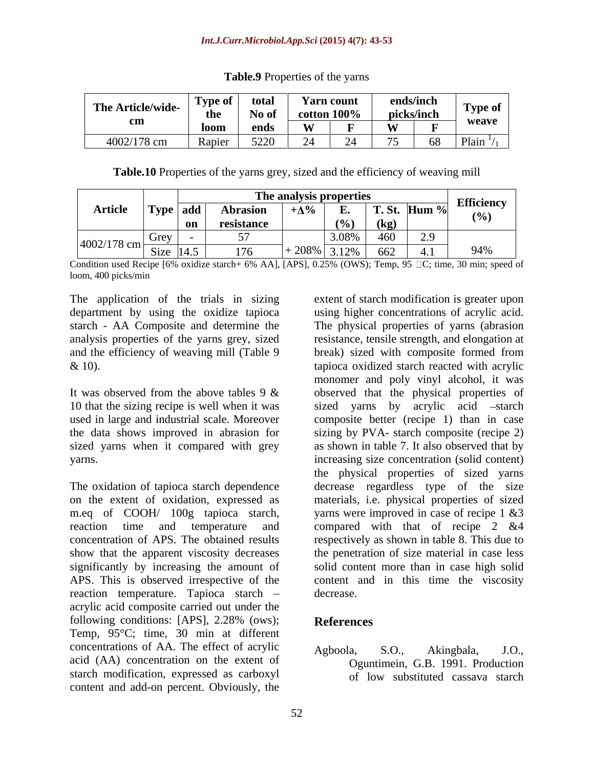**Table.9** Properties of the yarns

| The Article/wide-cm | Type of the loom | total No of ends | Yarn count cotton 100% | | ends/inch picks/inch | | Type of weave |
|---|---|---|---|---|---|---|---|
| | | | W | F | W | F | |
| 4002/178 cm | Rapier | 5220 | 24 | 24 | 75 | 68 | Plain $^{1}/_{1}$ |

**Table.10** Properties of the yarns grey, sized and the efficiency of weaving mill

| Article | Type | The analysis properties | | | | | | Efficiency (%) |
|---|---|---|---|---|---|---|---|---|
| | | add on | Abrasion resistance | +Δ% | E. (%) | T. St. (kg) | Hum % | |
| 4002/178 cm | Grey | - | 57 | | 3.08% | 460 | 2.9 | |
| | Size | 14.5 | 176 | + 208% | 3.12% | 662 | 4.1 | 94% |

Condition used Recipe [6% oxidize starch+ 6% AA], [APS], 0.25% (OWS); Temp, 95 °C; time, 30 min; speed of loom, 400 picks/min

The application of the trials in sizing department by using the oxidize tapioca starch - AA Composite and determine the analysis properties of the yarns grey, sized and the efficiency of weaving mill (Table 9 & 10).

It was observed from the above tables 9 & 10 that the sizing recipe is well when it was used in large and industrial scale. Moreover the data shows improved in abrasion for sized yarns when it compared with grey yarns.

The oxidation of tapioca starch dependence on the extent of oxidation, expressed as m.eq of COOH/ 100g tapioca starch, reaction time and temperature and concentration of APS. The obtained results show that the apparent viscosity decreases significantly by increasing the amount of APS. This is observed irrespective of the reaction temperature. Tapioca starch – acrylic acid composite carried out under the following conditions: [APS], 2.28% (ows); Temp, 95°C; time, 30 min at different concentrations of AA. The effect of acrylic acid (AA) concentration on the extent of starch modification, expressed as carboxyl content and add-on percent. Obviously, the extent of starch modification is greater upon using higher concentrations of acrylic acid. The physical properties of yarns (abrasion resistance, tensile strength, and elongation at break) sized with composite formed from tapioca oxidized starch reacted with acrylic monomer and poly vinyl alcohol, it was observed that the physical properties of sized yarns by acrylic acid –starch composite better (recipe 1) than in case sizing by PVA- starch composite (recipe 2) as shown in table 7. It also observed that by increasing size concentration (solid content) the physical properties of sized yarns decrease regardless type of the size materials, i.e. physical properties of sized yarns were improved in case of recipe 1 &3 compared with that of recipe 2 &4 respectively as shown in table 8. This due to the penetration of size material in case less solid content more than in case high solid content and in this time the viscosity decrease.

## References

Agboola, S.O., Akingbala, J.O., Oguntimein, G.B. 1991. Production of low substituted cassava starch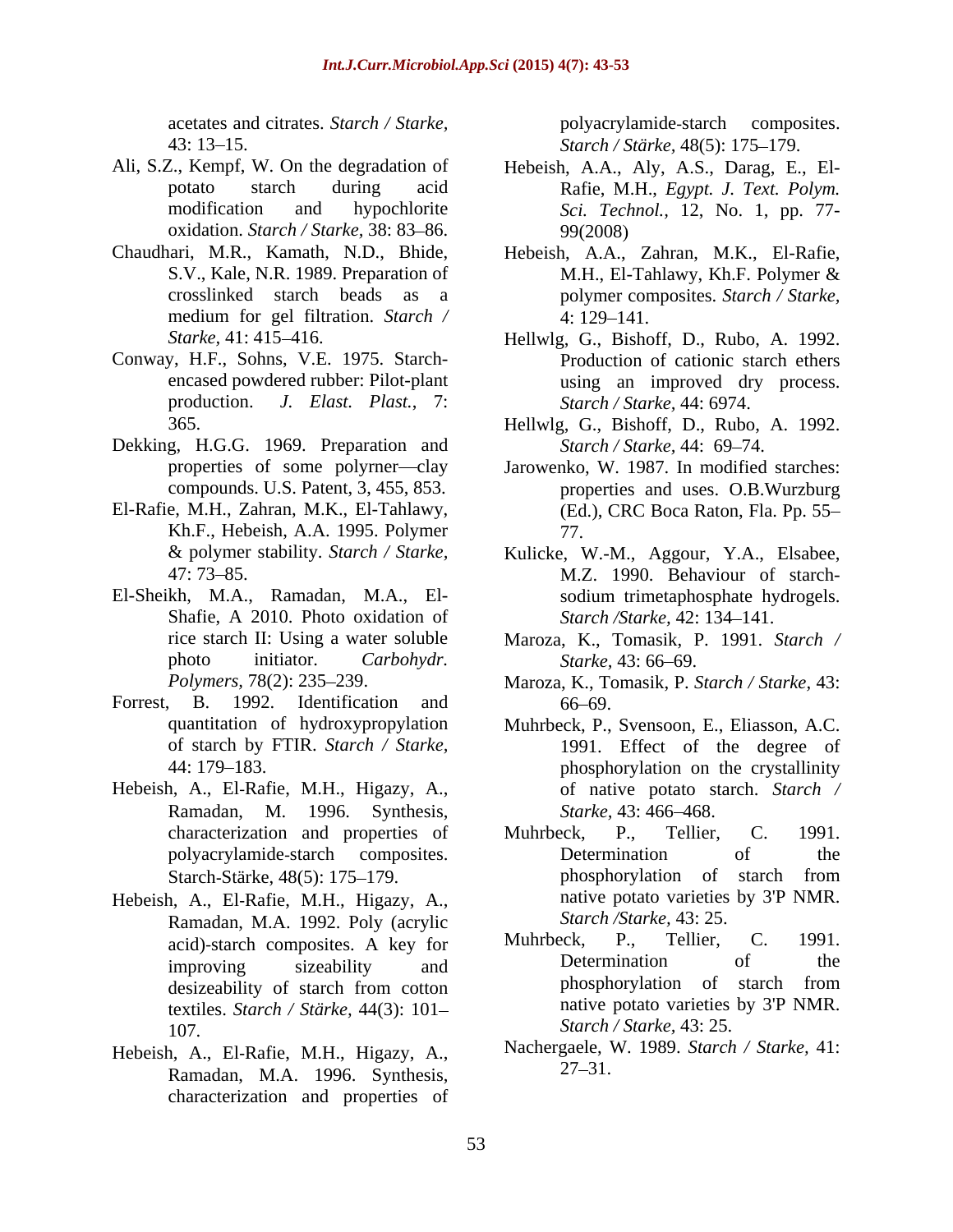acetates and citrates. *Starch / Starke,* 43: 13–15.

Ali, S.Z., Kempf, W. On the degradation of potato starch during acid modification and hypochlorite oxidation. *Starch / Starke,* 38: 83–86.

Chaudhari, M.R., Kamath, N.D., Bhide, S.V., Kale, N.R. 1989. Preparation of crosslinked starch beads as a medium for gel filtration. *Starch / Starke,* 41: 415–416.

Conway, H.F., Sohns, V.E. 1975. Starch-encased powdered rubber: Pilot-plant production. *J. Elast. Plast.,* 7: 365.

Dekking, H.G.G. 1969. Preparation and properties of some polyrner—clay compounds. U.S. Patent, 3, 455, 853.

El-Rafie, M.H., Zahran, M.K., El-Tahlawy, Kh.F., Hebeish, A.A. 1995. Polymer & polymer stability. *Starch / Starke,* 47: 73–85.

El-Sheikh, M.A., Ramadan, M.A., El-Shafie, A 2010. Photo oxidation of rice starch II: Using a water soluble photo initiator. *Carbohydr. Polymers,* 78(2): 235–239.

Forrest, B. 1992. Identification and quantitation of hydroxypropylation of starch by FTIR. *Starch / Starke,* 44: 179–183.

Hebeish, A., El-Rafie, M.H., Higazy, A., Ramadan, M. 1996. Synthesis, characterization and properties of polyacrylamide-starch composites. Starch-Stärke, 48(5): 175–179.

Hebeish, A., El-Rafie, M.H., Higazy, A., Ramadan, M.A. 1992. Poly (acrylic acid)-starch composites. A key for improving sizeability and desizeability of starch from cotton textiles. *Starch / Stärke,* 44(3): 101–107.

Hebeish, A., El-Rafie, M.H., Higazy, A., Ramadan, M.A. 1996. Synthesis, characterization and properties of polyacrylamide-starch composites. *Starch / Stärke,* 48(5): 175–179.

Hebeish, A.A., Aly, A.S., Darag, E., El-Rafie, M.H., *Egypt. J. Text. Polym. Sci. Technol.,* 12, No. 1, pp. 77-99(2008)

Hebeish, A.A., Zahran, M.K., El-Rafie, M.H., El-Tahlawy, Kh.F. Polymer & polymer composites. *Starch / Starke,* 4: 129–141.

Hellwlg, G., Bishoff, D., Rubo, A. 1992. Production of cationic starch ethers using an improved dry process. *Starch / Starke,* 44: 6974.

Hellwlg, G., Bishoff, D., Rubo, A. 1992. *Starch / Starke,* 44: 69–74.

Jarowenko, W. 1987. In modified starches: properties and uses. O.B.Wurzburg (Ed.), CRC Boca Raton, Fla. Pp. 55–77.

Kulicke, W.-M., Aggour, Y.A., Elsabee, M.Z. 1990. Behaviour of starch-sodium trimetaphosphate hydrogels. *Starch /Starke,* 42: 134–141.

Maroza, K., Tomasik, P. 1991. *Starch / Starke,* 43: 66–69.

Maroza, K., Tomasik, P. *Starch / Starke,* 43: 66–69.

Muhrbeck, P., Svensoon, E., Eliasson, A.C. 1991. Effect of the degree of phosphorylation on the crystallinity of native potato starch. *Starch / Starke,* 43: 466–468.

Muhrbeck, P., Tellier, C. 1991. Determination of the phosphorylation of starch from native potato varieties by 3'P NMR. *Starch /Starke,* 43: 25.

Muhrbeck, P., Tellier, C. 1991. Determination of the phosphorylation of starch from native potato varieties by 3'P NMR. *Starch / Starke,* 43: 25.

Nachergaele, W. 1989. *Starch / Starke,* 41: 27–31.